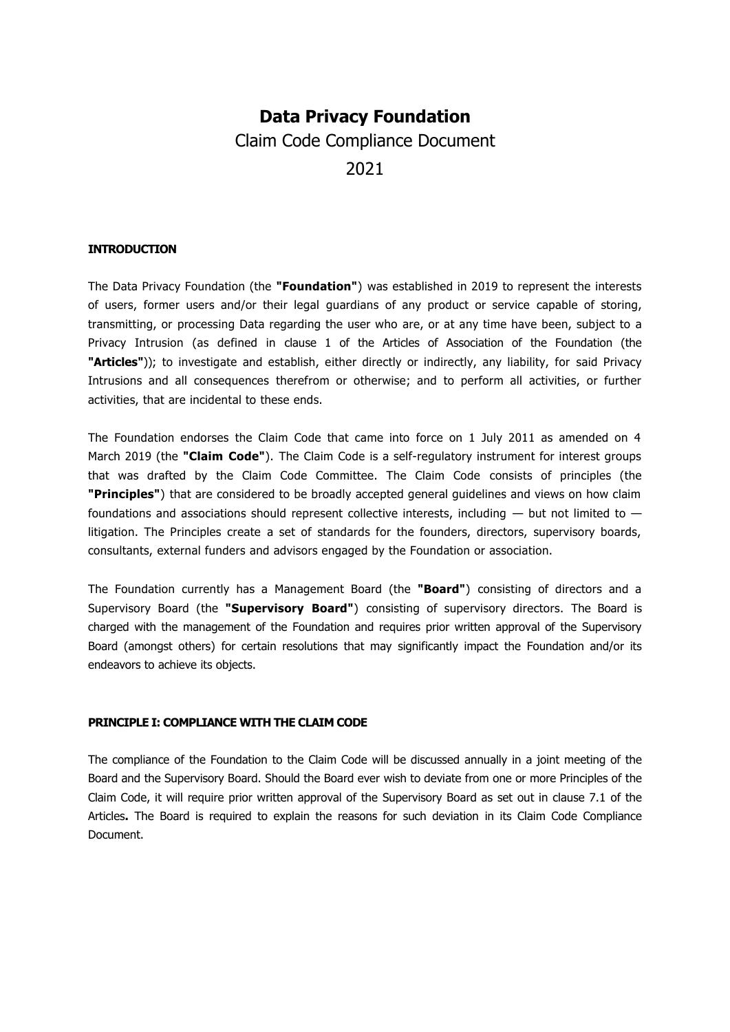# Data Privacy Foundation

Claim Code Compliance Document

2021

**INTRODUCTION**

The Data Privacy Foundation (the **"Foundation"**) was established in 2019 to represent the interests of users, former users and/or their legal guardians of any product or service capable of storing, transmitting, or processing Data regarding the user who are, or at any time have been, subject to a Privacy Intrusion (as defined in clause 1 of the Articles of Association of the Foundation (the **"Articles"**)); to investigate and establish, either directly or indirectly, any liability, for said Privacy Intrusions and all consequences therefrom or otherwise; and to perform all activities, or further activities, that are incidental to these ends.

The Foundation endorses the Claim Code that came into force on 1 July 2011 as amended on 4 March 2019 (the **"Claim Code"**). The Claim Code is a self-regulatory instrument for interest groups that was drafted by the Claim Code Committee. The Claim Code consists of principles (the **"Principles"**) that are considered to be broadly accepted general guidelines and views on how claim foundations and associations should represent collective interests, including — but not limited to — litigation. The Principles create a set of standards for the founders, directors, supervisory boards, consultants, external funders and advisors engaged by the Foundation or association.

The Foundation currently has a Management Board (the **"Board"**) consisting of directors and a Supervisory Board (the **"Supervisory Board"**) consisting of supervisory directors. The Board is charged with the management of the Foundation and requires prior written approval of the Supervisory Board (amongst others) for certain resolutions that may significantly impact the Foundation and/or its endeavors to achieve its objects.

**PRINCIPLE I: COMPLIANCE WITH THE CLAIM CODE**

The compliance of the Foundation to the Claim Code will be discussed annually in a joint meeting of the Board and the Supervisory Board. Should the Board ever wish to deviate from one or more Principles of the Claim Code, it will require prior written approval of the Supervisory Board as set out in clause 7.1 of the Articles**.** The Board is required to explain the reasons for such deviation in its Claim Code Compliance Document.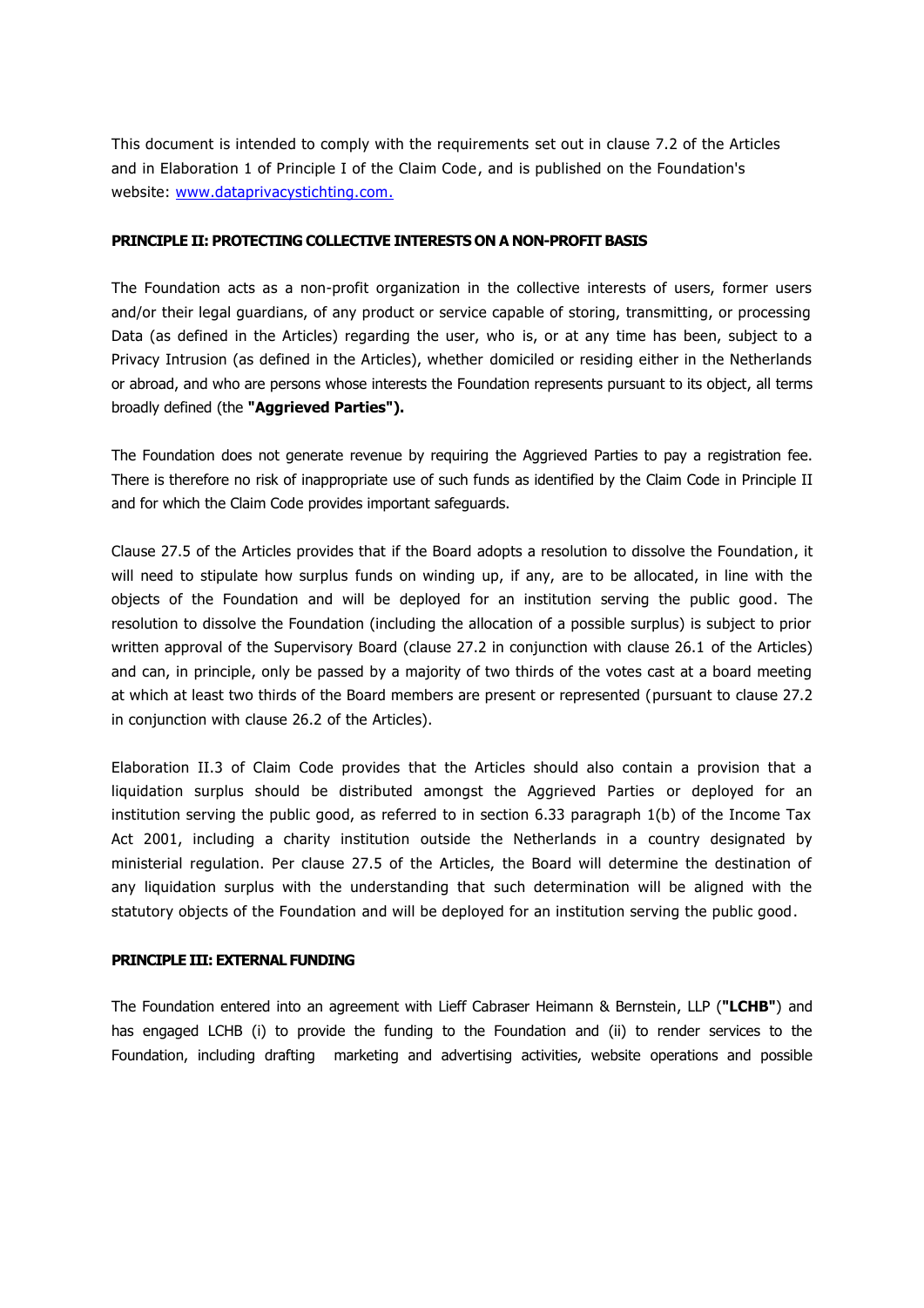This document is intended to comply with the requirements set out in clause 7.2 of the Articles and in Elaboration 1 of Principle I of the Claim Code, and is published on the Foundation's website: [www.dataprivacystichting.com.](www.dataprivacystichting.com)

**PRINCIPLE II: PROTECTING COLLECTIVE INTERESTS ON A NON-PROFIT BASIS**

The Foundation acts as a non-profit organization in the collective interests of users, former users and/or their legal guardians, of any product or service capable of storing, transmitting, or processing Data (as defined in the Articles) regarding the user, who is, or at any time has been, subject to a Privacy Intrusion (as defined in the Articles), whether domiciled or residing either in the Netherlands or abroad, and who are persons whose interests the Foundation represents pursuant to its object, all terms broadly defined (the **"Aggrieved Parties").**

The Foundation does not generate revenue by requiring the Aggrieved Parties to pay a registration fee. There is therefore no risk of inappropriate use of such funds as identified by the Claim Code in Principle II and for which the Claim Code provides important safeguards.

Clause 27.5 of the Articles provides that if the Board adopts a resolution to dissolve the Foundation, it will need to stipulate how surplus funds on winding up, if any, are to be allocated, in line with the objects of the Foundation and will be deployed for an institution serving the public good. The resolution to dissolve the Foundation (including the allocation of a possible surplus) is subject to prior written approval of the Supervisory Board (clause 27.2 in conjunction with clause 26.1 of the Articles) and can, in principle, only be passed by a majority of two thirds of the votes cast at a board meeting at which at least two thirds of the Board members are present or represented (pursuant to clause 27.2 in conjunction with clause 26.2 of the Articles).

Elaboration II.3 of Claim Code provides that the Articles should also contain a provision that a liquidation surplus should be distributed amongst the Aggrieved Parties or deployed for an institution serving the public good, as referred to in section 6.33 paragraph 1(b) of the Income Tax Act 2001, including a charity institution outside the Netherlands in a country designated by ministerial regulation. Per clause 27.5 of the Articles, the Board will determine the destination of any liquidation surplus with the understanding that such determination will be aligned with the statutory objects of the Foundation and will be deployed for an institution serving the public good.

**PRINCIPLE III: EXTERNAL FUNDING**

The Foundation entered into an agreement with Lieff Cabraser Heimann & Bernstein, LLP (**"LCHB"**) and has engaged LCHB (i) to provide the funding to the Foundation and (ii) to render services to the Foundation, including drafting marketing and advertising activities, website operations and possible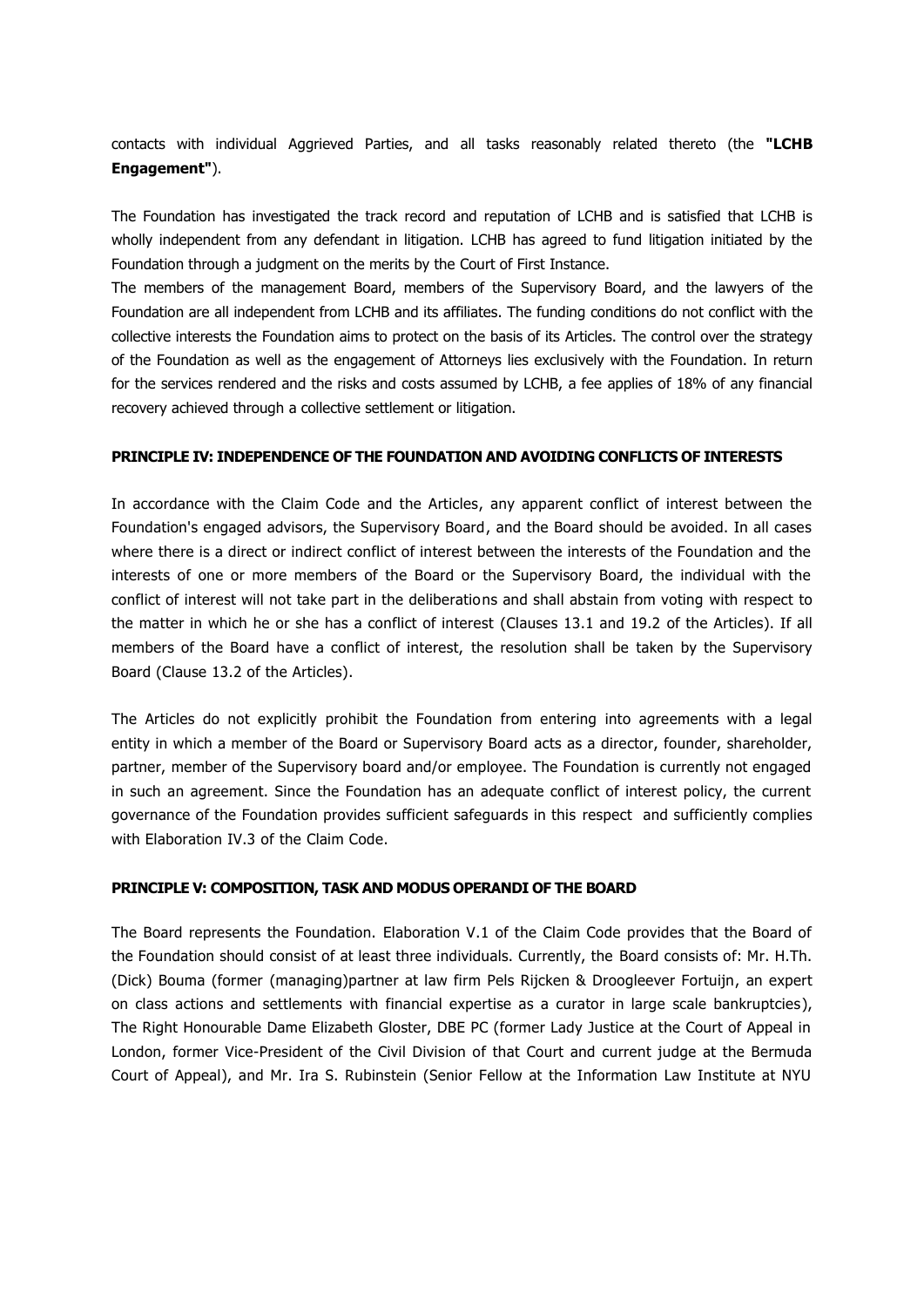contacts with individual Aggrieved Parties, and all tasks reasonably related thereto (the **"LCHB Engagement"**).

The Foundation has investigated the track record and reputation of LCHB and is satisfied that LCHB is wholly independent from any defendant in litigation. LCHB has agreed to fund litigation initiated by the Foundation through a judgment on the merits by the Court of First Instance.

The members of the management Board, members of the Supervisory Board, and the lawyers of the Foundation are all independent from LCHB and its affiliates. The funding conditions do not conflict with the collective interests the Foundation aims to protect on the basis of its Articles. The control over the strategy of the Foundation as well as the engagement of Attorneys lies exclusively with the Foundation. In return for the services rendered and the risks and costs assumed by LCHB, a fee applies of 18% of any financial recovery achieved through a collective settlement or litigation.

**PRINCIPLE IV: INDEPENDENCE OF THE FOUNDATION AND AVOIDING CONFLICTS OF INTERESTS**

In accordance with the Claim Code and the Articles, any apparent conflict of interest between the Foundation's engaged advisors, the Supervisory Board, and the Board should be avoided. In all cases where there is a direct or indirect conflict of interest between the interests of the Foundation and the interests of one or more members of the Board or the Supervisory Board, the individual with the conflict of interest will not take part in the deliberations and shall abstain from voting with respect to the matter in which he or she has a conflict of interest (Clauses 13.1 and 19.2 of the Articles). If all members of the Board have a conflict of interest, the resolution shall be taken by the Supervisory Board (Clause 13.2 of the Articles).

The Articles do not explicitly prohibit the Foundation from entering into agreements with a legal entity in which a member of the Board or Supervisory Board acts as a director, founder, shareholder, partner, member of the Supervisory board and/or employee. The Foundation is currently not engaged in such an agreement. Since the Foundation has an adequate conflict of interest policy, the current governance of the Foundation provides sufficient safeguards in this respect and sufficiently complies with Elaboration IV.3 of the Claim Code.

**PRINCIPLE V: COMPOSITION, TASK AND MODUS OPERANDI OF THE BOARD**

The Board represents the Foundation. Elaboration V.1 of the Claim Code provides that the Board of the Foundation should consist of at least three individuals. Currently, the Board consists of: Mr. H.Th. (Dick) Bouma (former (managing)partner at law firm Pels Rijcken & Droogleever Fortuijn, an expert on class actions and settlements with financial expertise as a curator in large scale bankruptcies), The Right Honourable Dame Elizabeth Gloster, DBE PC (former Lady Justice at the Court of Appeal in London, former Vice-President of the Civil Division of that Court and current judge at the Bermuda Court of Appeal), and Mr. Ira S. Rubinstein (Senior Fellow at the Information Law Institute at NYU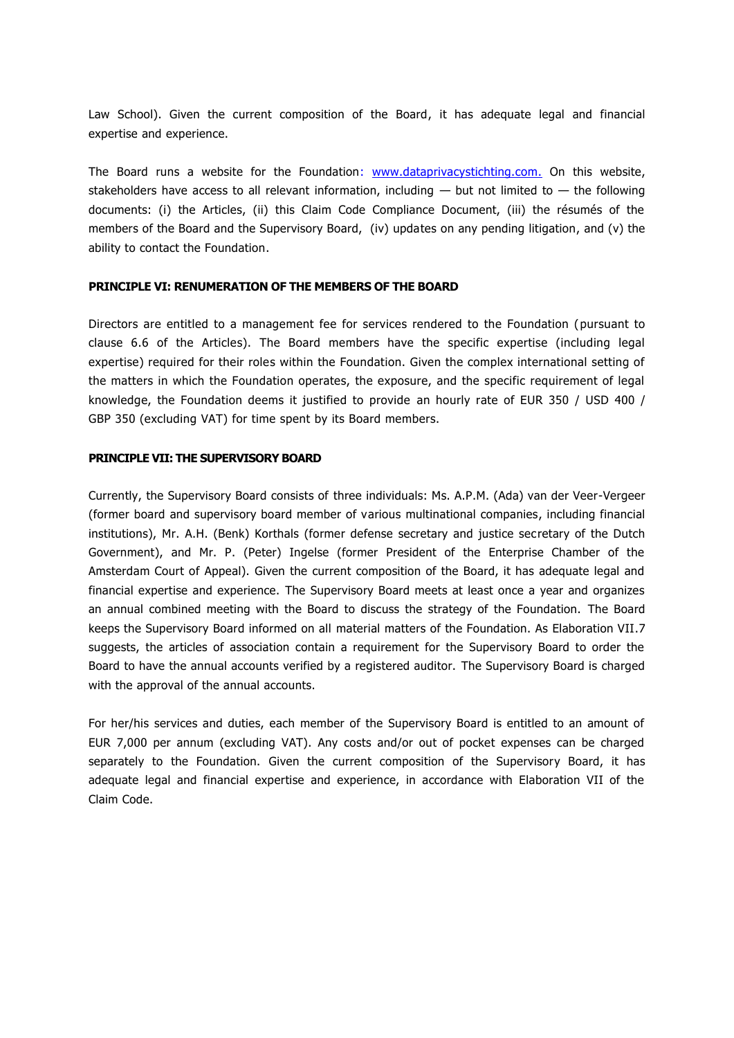Law School). Given the current composition of the Board, it has adequate legal and financial expertise and experience.

The Board runs a website for the Foundation: [www.dataprivacystichting.com.](http://www.dataprivacystichting.com) On this website, stakeholders have access to all relevant information, including — but not limited to — the following documents: (i) the Articles, (ii) this Claim Code Compliance Document, (iii) the résumés of the members of the Board and the Supervisory Board, (iv) updates on any pending litigation, and (v) the ability to contact the Foundation.

**PRINCIPLE VI: RENUMERATION OF THE MEMBERS OF THE BOARD**

Directors are entitled to a management fee for services rendered to the Foundation (pursuant to clause 6.6 of the Articles). The Board members have the specific expertise (including legal expertise) required for their roles within the Foundation. Given the complex international setting of the matters in which the Foundation operates, the exposure, and the specific requirement of legal knowledge, the Foundation deems it justified to provide an hourly rate of EUR 350 / USD 400 / GBP 350 (excluding VAT) for time spent by its Board members.

**PRINCIPLE VII: THE SUPERVISORY BOARD**

Currently, the Supervisory Board consists of three individuals: Ms. A.P.M. (Ada) van der Veer-Vergeer (former board and supervisory board member of various multinational companies, including financial institutions), Mr. A.H. (Benk) Korthals (former defense secretary and justice secretary of the Dutch Government), and Mr. P. (Peter) Ingelse (former President of the Enterprise Chamber of the Amsterdam Court of Appeal). Given the current composition of the Board, it has adequate legal and financial expertise and experience. The Supervisory Board meets at least once a year and organizes an annual combined meeting with the Board to discuss the strategy of the Foundation. The Board keeps the Supervisory Board informed on all material matters of the Foundation. As Elaboration VII.7 suggests, the articles of association contain a requirement for the Supervisory Board to order the Board to have the annual accounts verified by a registered auditor. The Supervisory Board is charged with the approval of the annual accounts.

For her/his services and duties, each member of the Supervisory Board is entitled to an amount of EUR 7,000 per annum (excluding VAT). Any costs and/or out of pocket expenses can be charged separately to the Foundation. Given the current composition of the Supervisory Board, it has adequate legal and financial expertise and experience, in accordance with Elaboration VII of the Claim Code.